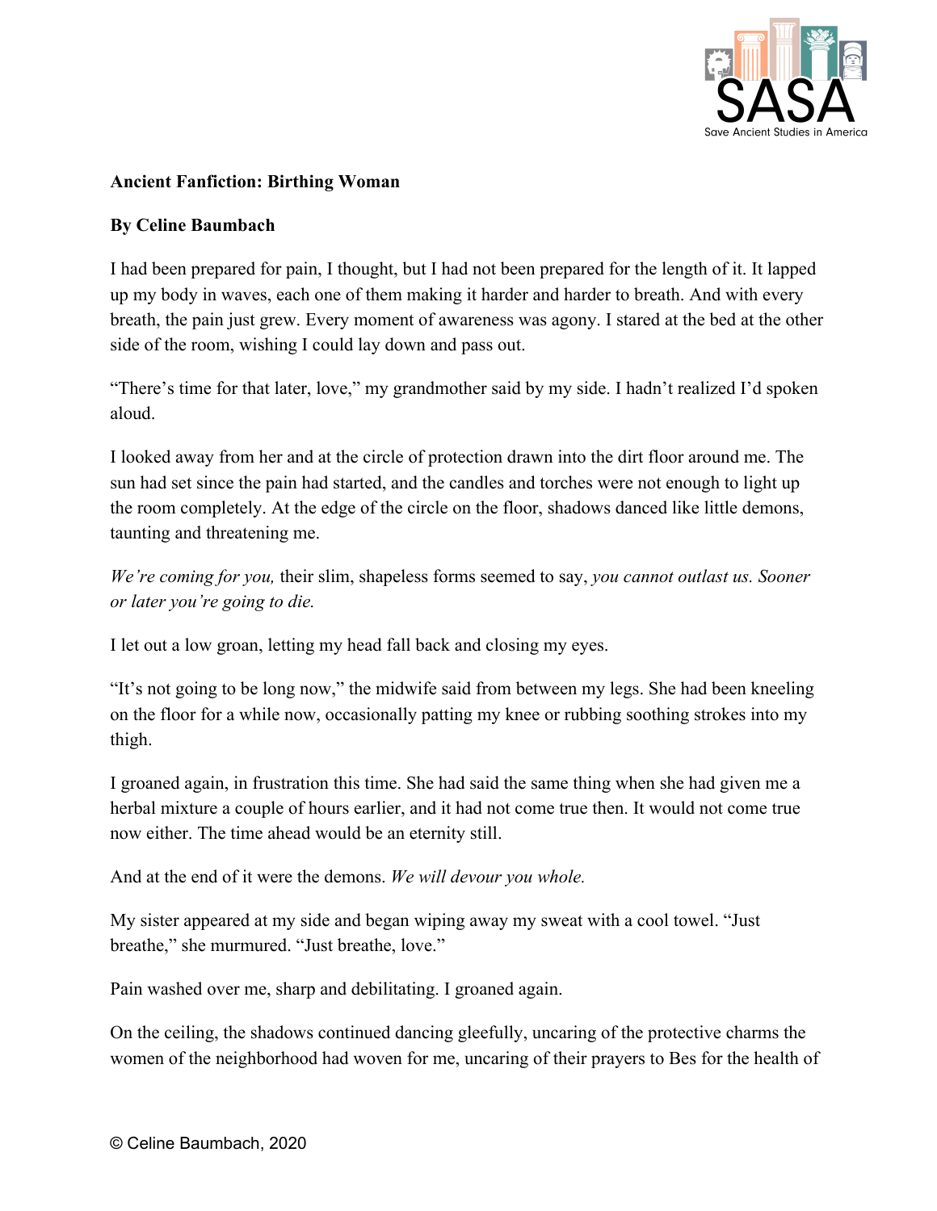**Ancient Fanfiction: Birthing Woman**

**By Celine Baumbach**

I had been prepared for pain, I thought, but I had not been prepared for the length of it. It lapped up my body in waves, each one of them making it harder and harder to breath. And with every breath, the pain just grew. Every moment of awareness was agony. I stared at the bed at the other side of the room, wishing I could lay down and pass out.

"There's time for that later, love," my grandmother said by my side. I hadn't realized I'd spoken aloud.

I looked away from her and at the circle of protection drawn into the dirt floor around me. The sun had set since the pain had started, and the candles and torches were not enough to light up the room completely. At the edge of the circle on the floor, shadows danced like little demons, taunting and threatening me.

*We're coming for you,* their slim, shapeless forms seemed to say, *you cannot outlast us. Sooner or later you're going to die.*

I let out a low groan, letting my head fall back and closing my eyes.

"It's not going to be long now," the midwife said from between my legs. She had been kneeling on the floor for a while now, occasionally patting my knee or rubbing soothing strokes into my thigh.

I groaned again, in frustration this time. She had said the same thing when she had given me a herbal mixture a couple of hours earlier, and it had not come true then. It would not come true now either. The time ahead would be an eternity still.

And at the end of it were the demons. *We will devour you whole.*

My sister appeared at my side and began wiping away my sweat with a cool towel. "Just breathe," she murmured. "Just breathe, love."

Pain washed over me, sharp and debilitating. I groaned again.

On the ceiling, the shadows continued dancing gleefully, uncaring of the protective charms the women of the neighborhood had woven for me, uncaring of their prayers to Bes for the health of

© Celine Baumbach, 2020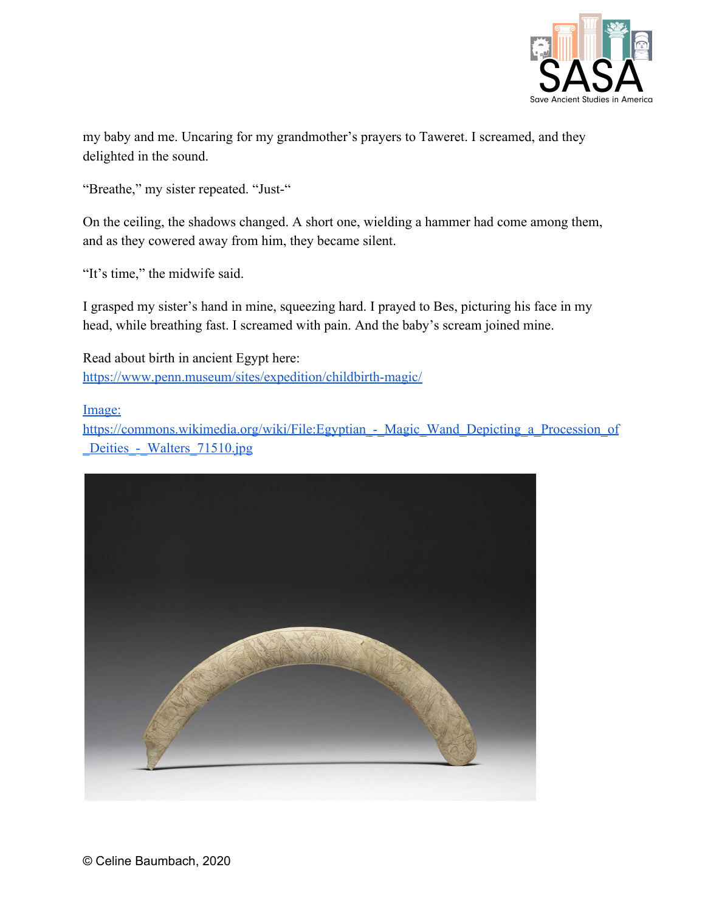my baby and me. Uncaring for my grandmother's prayers to Taweret. I screamed, and they delighted in the sound.

"Breathe," my sister repeated. "Just-"

On the ceiling, the shadows changed. A short one, wielding a hammer had come among them, and as they cowered away from him, they became silent.

"It's time," the midwife said.

I grasped my sister's hand in mine, squeezing hard. I prayed to Bes, picturing his face in my head, while breathing fast. I screamed with pain. And the baby's scream joined mine.

Read about birth in ancient Egypt here:
[https://www.penn.museum/sites/expedition/childbirth-magic/](https://www.penn.museum/sites/expedition/childbirth-magic/)

[Image:
https://commons.wikimedia.org/wiki/File:Egyptian_-_Magic_Wand_Depicting_a_Procession_of_Deities_-_Walters_71510.jpg](https://commons.wikimedia.org/wiki/File:Egyptian_-_Magic_Wand_Depicting_a_Procession_of_Deities_-_Walters_71510.jpg)

© Celine Baumbach, 2020